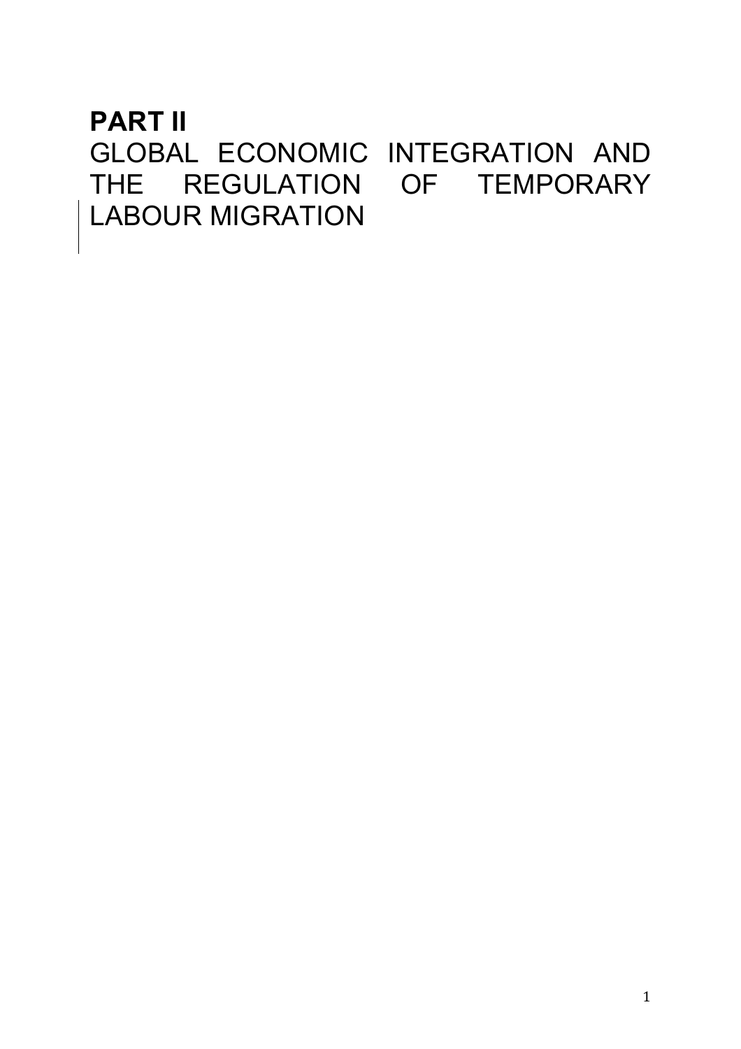# PART II

GLOBAL ECONOMIC INTEGRATION AND THE REGULATION OF TEMPORARY LABOUR MIGRATION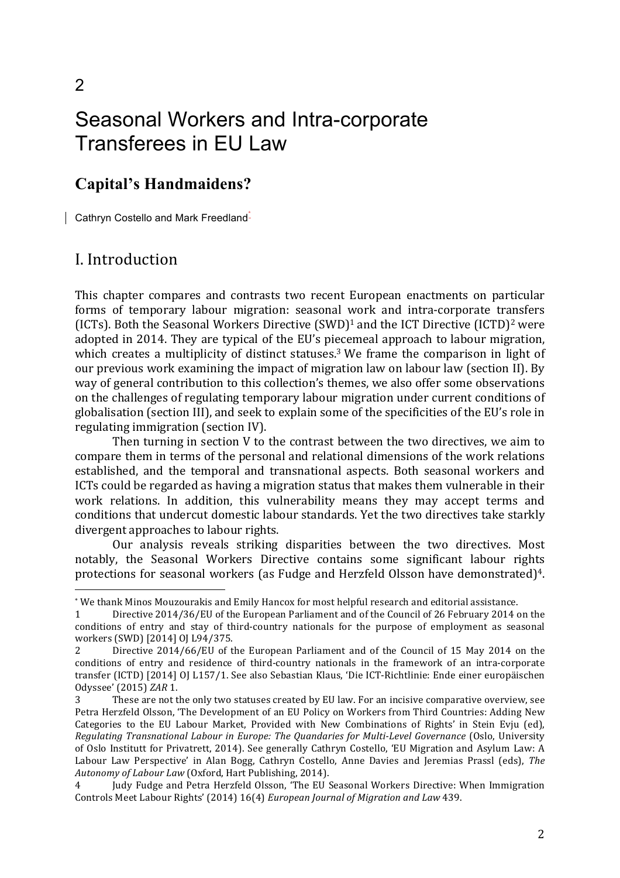2

# Seasonal Workers and Intra-corporate Transferees in EU Law

## Capital's Handmaidens?

Cathryn Costello and Mark Freedland[*]

## I. Introduction

This chapter compares and contrasts two recent European enactments on particular forms of temporary labour migration: seasonal work and intra-corporate transfers (ICTs). Both the Seasonal Workers Directive (SWD)[1] and the ICT Directive (ICTD)[2] were adopted in 2014. They are typical of the EU's piecemeal approach to labour migration, which creates a multiplicity of distinct statuses.[3] We frame the comparison in light of our previous work examining the impact of migration law on labour law (section II). By way of general contribution to this collection's themes, we also offer some observations on the challenges of regulating temporary labour migration under current conditions of globalisation (section III), and seek to explain some of the specificities of the EU's role in regulating immigration (section IV).

Then turning in section V to the contrast between the two directives, we aim to compare them in terms of the personal and relational dimensions of the work relations established, and the temporal and transnational aspects. Both seasonal workers and ICTs could be regarded as having a migration status that makes them vulnerable in their work relations. In addition, this vulnerability means they may accept terms and conditions that undercut domestic labour standards. Yet the two directives take starkly divergent approaches to labour rights.

Our analysis reveals striking disparities between the two directives. Most notably, the Seasonal Workers Directive contains some significant labour rights protections for seasonal workers (as Fudge and Herzfeld Olsson have demonstrated)[4].

---

[*] We thank Minos Mouzourakis and Emily Hancox for most helpful research and editorial assistance.

1 Directive 2014/36/EU of the European Parliament and of the Council of 26 February 2014 on the conditions of entry and stay of third-country nationals for the purpose of employment as seasonal workers (SWD) [2014] OJ L94/375.

2 Directive 2014/66/EU of the European Parliament and of the Council of 15 May 2014 on the conditions of entry and residence of third-country nationals in the framework of an intra-corporate transfer (ICTD) [2014] OJ L157/1. See also Sebastian Klaus, 'Die ICT-Richtlinie: Ende einer europäischen Odyssee' (2015) *ZAR* 1.

3 These are not the only two statuses created by EU law. For an incisive comparative overview, see Petra Herzfeld Olsson, 'The Development of an EU Policy on Workers from Third Countries: Adding New Categories to the EU Labour Market, Provided with New Combinations of Rights' in Stein Evju (ed), *Regulating Transnational Labour in Europe: The Quandaries for Multi-Level Governance* (Oslo, University of Oslo Institutt for Privatrett, 2014). See generally Cathryn Costello, 'EU Migration and Asylum Law: A Labour Law Perspective' in Alan Bogg, Cathryn Costello, Anne Davies and Jeremias Prassl (eds), *The Autonomy of Labour Law* (Oxford, Hart Publishing, 2014).

4 Judy Fudge and Petra Herzfeld Olsson, 'The EU Seasonal Workers Directive: When Immigration Controls Meet Labour Rights' (2014) 16(4) *European Journal of Migration and Law* 439.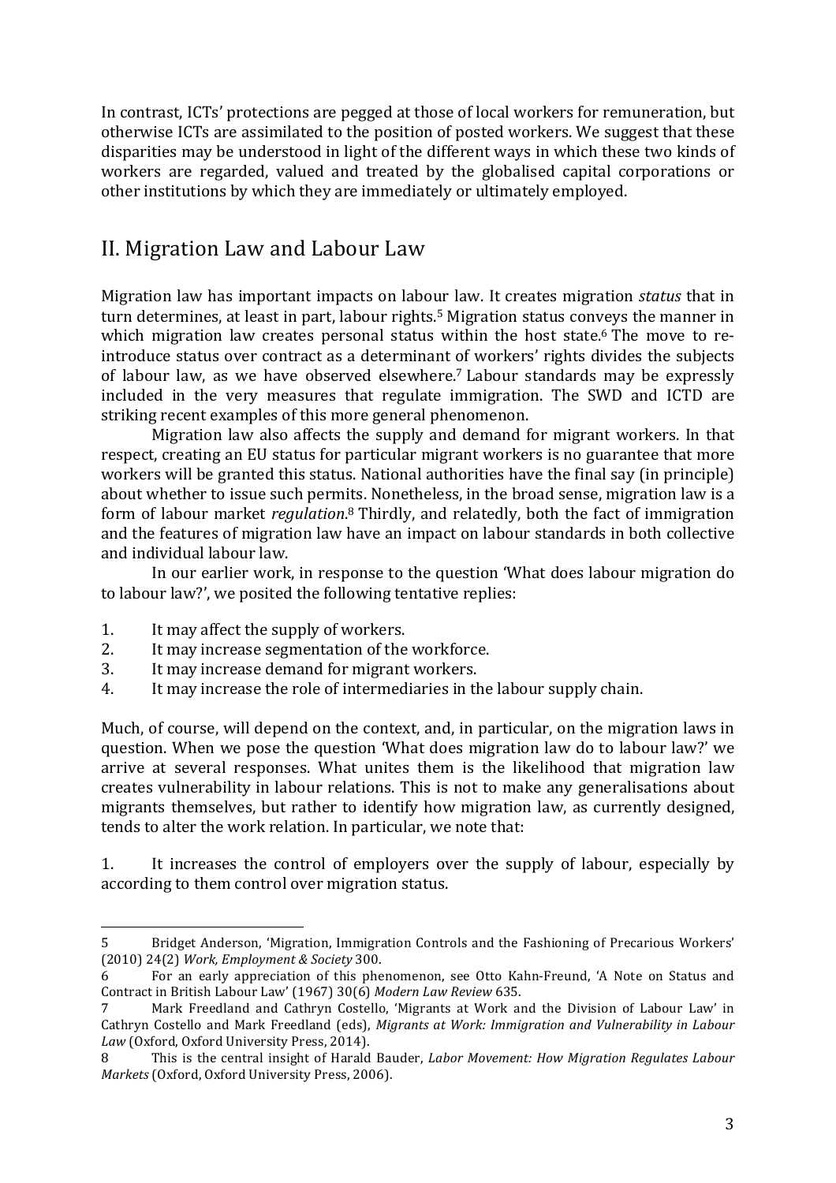In contrast, ICTs' protections are pegged at those of local workers for remuneration, but otherwise ICTs are assimilated to the position of posted workers. We suggest that these disparities may be understood in light of the different ways in which these two kinds of workers are regarded, valued and treated by the globalised capital corporations or other institutions by which they are immediately or ultimately employed.

## II. Migration Law and Labour Law

Migration law has important impacts on labour law. It creates migration *status* that in turn determines, at least in part, labour rights.[5] Migration status conveys the manner in which migration law creates personal status within the host state.[6] The move to re-introduce status over contract as a determinant of workers' rights divides the subjects of labour law, as we have observed elsewhere.[7] Labour standards may be expressly included in the very measures that regulate immigration. The SWD and ICTD are striking recent examples of this more general phenomenon.

Migration law also affects the supply and demand for migrant workers. In that respect, creating an EU status for particular migrant workers is no guarantee that more workers will be granted this status. National authorities have the final say (in principle) about whether to issue such permits. Nonetheless, in the broad sense, migration law is a form of labour market *regulation*.[8] Thirdly, and relatedly, both the fact of immigration and the features of migration law have an impact on labour standards in both collective and individual labour law.

In our earlier work, in response to the question 'What does labour migration do to labour law?', we posited the following tentative replies:

1. It may affect the supply of workers.
2. It may increase segmentation of the workforce.
3. It may increase demand for migrant workers.
4. It may increase the role of intermediaries in the labour supply chain.

Much, of course, will depend on the context, and, in particular, on the migration laws in question. When we pose the question 'What does migration law do to labour law?' we arrive at several responses. What unites them is the likelihood that migration law creates vulnerability in labour relations. This is not to make any generalisations about migrants themselves, but rather to identify how migration law, as currently designed, tends to alter the work relation. In particular, we note that:

1. It increases the control of employers over the supply of labour, especially by according to them control over migration status.

---

5 Bridget Anderson, 'Migration, Immigration Controls and the Fashioning of Precarious Workers' (2010) 24(2) *Work, Employment & Society* 300.

6 For an early appreciation of this phenomenon, see Otto Kahn-Freund, 'A Note on Status and Contract in British Labour Law' (1967) 30(6) *Modern Law Review* 635.

7 Mark Freedland and Cathryn Costello, 'Migrants at Work and the Division of Labour Law' in Cathryn Costello and Mark Freedland (eds), *Migrants at Work: Immigration and Vulnerability in Labour Law* (Oxford, Oxford University Press, 2014).

8 This is the central insight of Harald Bauder, *Labor Movement: How Migration Regulates Labour Markets* (Oxford, Oxford University Press, 2006).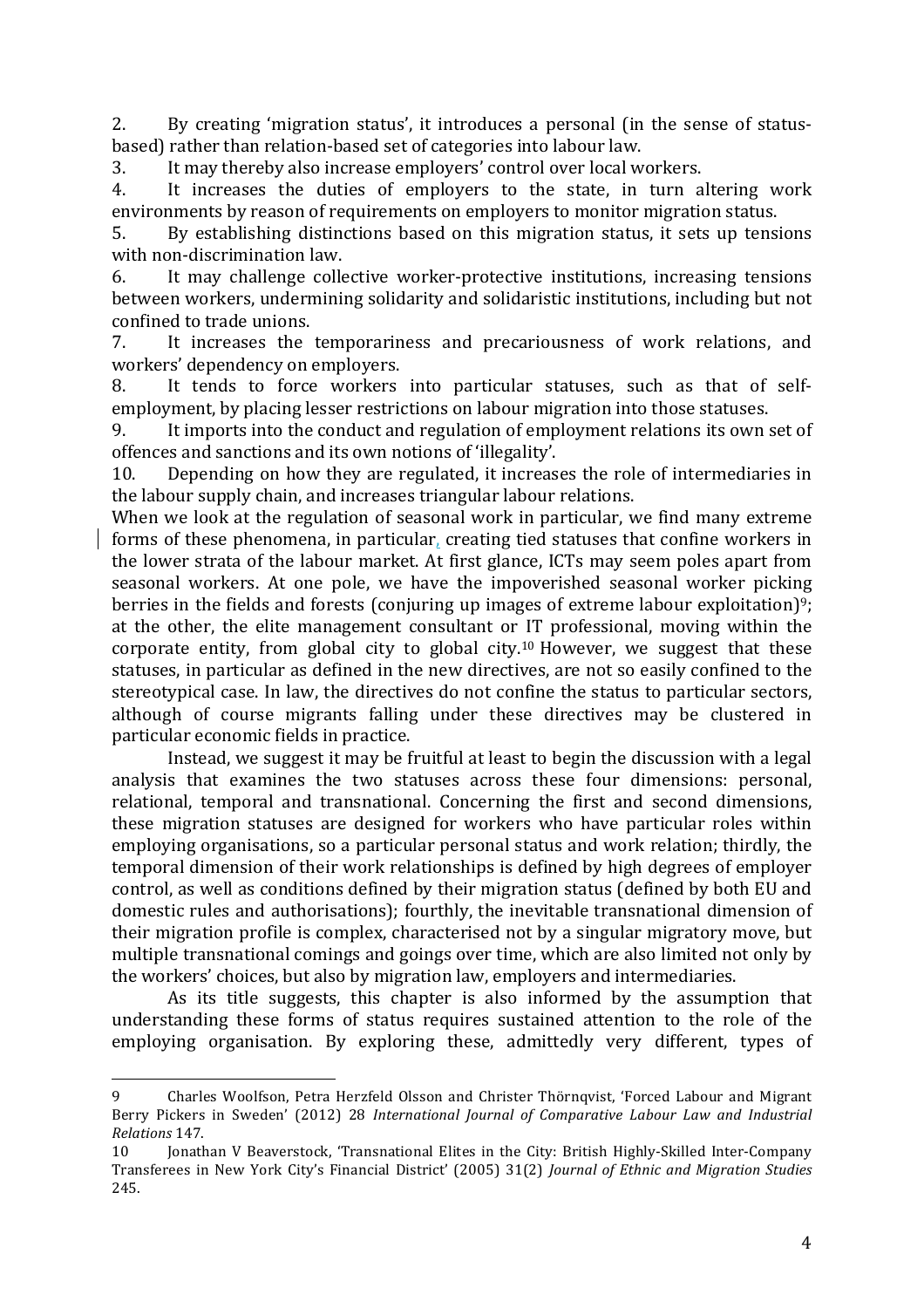2. By creating 'migration status', it introduces a personal (in the sense of status-based) rather than relation-based set of categories into labour law.
3. It may thereby also increase employers' control over local workers.
4. It increases the duties of employers to the state, in turn altering work environments by reason of requirements on employers to monitor migration status.
5. By establishing distinctions based on this migration status, it sets up tensions with non-discrimination law.
6. It may challenge collective worker-protective institutions, increasing tensions between workers, undermining solidarity and solidaristic institutions, including but not confined to trade unions.
7. It increases the temporariness and precariousness of work relations, and workers' dependency on employers.
8. It tends to force workers into particular statuses, such as that of self-employment, by placing lesser restrictions on labour migration into those statuses.
9. It imports into the conduct and regulation of employment relations its own set of offences and sanctions and its own notions of 'illegality'.
10. Depending on how they are regulated, it increases the role of intermediaries in the labour supply chain, and increases triangular labour relations.

When we look at the regulation of seasonal work in particular, we find many extreme forms of these phenomena, in particular, creating tied statuses that confine workers in the lower strata of the labour market. At first glance, ICTs may seem poles apart from seasonal workers. At one pole, we have the impoverished seasonal worker picking berries in the fields and forests (conjuring up images of extreme labour exploitation)[9]; at the other, the elite management consultant or IT professional, moving within the corporate entity, from global city to global city.[10] However, we suggest that these statuses, in particular as defined in the new directives, are not so easily confined to the stereotypical case. In law, the directives do not confine the status to particular sectors, although of course migrants falling under these directives may be clustered in particular economic fields in practice.

Instead, we suggest it may be fruitful at least to begin the discussion with a legal analysis that examines the two statuses across these four dimensions: personal, relational, temporal and transnational. Concerning the first and second dimensions, these migration statuses are designed for workers who have particular roles within employing organisations, so a particular personal status and work relation; thirdly, the temporal dimension of their work relationships is defined by high degrees of employer control, as well as conditions defined by their migration status (defined by both EU and domestic rules and authorisations); fourthly, the inevitable transnational dimension of their migration profile is complex, characterised not by a singular migratory move, but multiple transnational comings and goings over time, which are also limited not only by the workers' choices, but also by migration law, employers and intermediaries.

As its title suggests, this chapter is also informed by the assumption that understanding these forms of status requires sustained attention to the role of the employing organisation. By exploring these, admittedly very different, types of

---

9 Charles Woolfson, Petra Herzfeld Olsson and Christer Thörnqvist, 'Forced Labour and Migrant Berry Pickers in Sweden' (2012) 28 *International Journal of Comparative Labour Law and Industrial Relations* 147.

10 Jonathan V Beaverstock, 'Transnational Elites in the City: British Highly-Skilled Inter-Company Transferees in New York City's Financial District' (2005) 31(2) *Journal of Ethnic and Migration Studies* 245.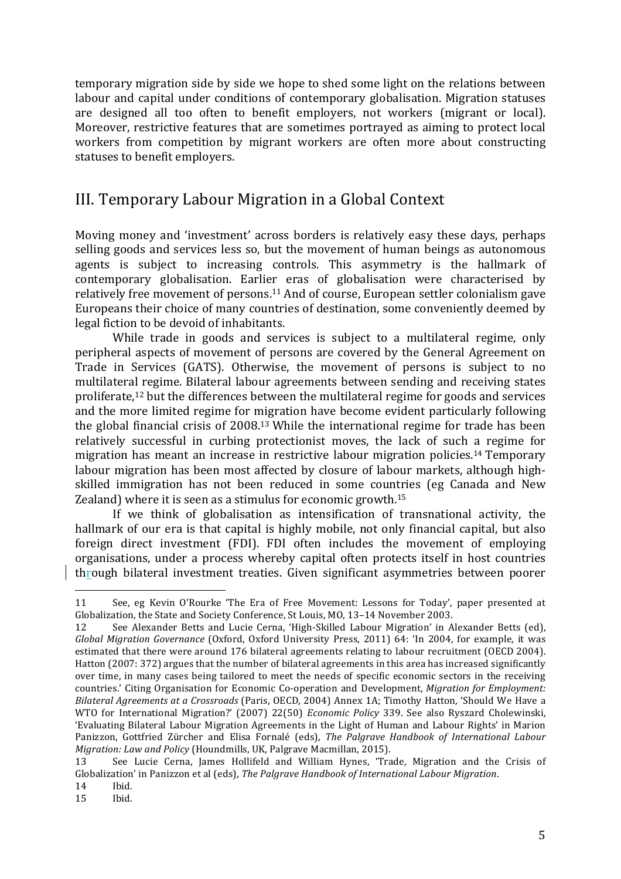temporary migration side by side we hope to shed some light on the relations between labour and capital under conditions of contemporary globalisation. Migration statuses are designed all too often to benefit employers, not workers (migrant or local). Moreover, restrictive features that are sometimes portrayed as aiming to protect local workers from competition by migrant workers are often more about constructing statuses to benefit employers.

## III. Temporary Labour Migration in a Global Context

Moving money and 'investment' across borders is relatively easy these days, perhaps selling goods and services less so, but the movement of human beings as autonomous agents is subject to increasing controls. This asymmetry is the hallmark of contemporary globalisation. Earlier eras of globalisation were characterised by relatively free movement of persons.[11] And of course, European settler colonialism gave Europeans their choice of many countries of destination, some conveniently deemed by legal fiction to be devoid of inhabitants.

While trade in goods and services is subject to a multilateral regime, only peripheral aspects of movement of persons are covered by the General Agreement on Trade in Services (GATS). Otherwise, the movement of persons is subject to no multilateral regime. Bilateral labour agreements between sending and receiving states proliferate,[12] but the differences between the multilateral regime for goods and services and the more limited regime for migration have become evident particularly following the global financial crisis of 2008.[13] While the international regime for trade has been relatively successful in curbing protectionist moves, the lack of such a regime for migration has meant an increase in restrictive labour migration policies.[14] Temporary labour migration has been most affected by closure of labour markets, although high-skilled immigration has not been reduced in some countries (eg Canada and New Zealand) where it is seen as a stimulus for economic growth.[15]

If we think of globalisation as intensification of transnational activity, the hallmark of our era is that capital is highly mobile, not only financial capital, but also foreign direct investment (FDI). FDI often includes the movement of employing organisations, under a process whereby capital often protects itself in host countries through bilateral investment treaties. Given significant asymmetries between poorer

---

11 See, eg Kevin O'Rourke 'The Era of Free Movement: Lessons for Today', paper presented at Globalization, the State and Society Conference, St Louis, MO, 13–14 November 2003.

12 See Alexander Betts and Lucie Cerna, 'High-Skilled Labour Migration' in Alexander Betts (ed), *Global Migration Governance* (Oxford, Oxford University Press, 2011) 64: 'In 2004, for example, it was estimated that there were around 176 bilateral agreements relating to labour recruitment (OECD 2004). Hatton (2007: 372) argues that the number of bilateral agreements in this area has increased significantly over time, in many cases being tailored to meet the needs of specific economic sectors in the receiving countries.' Citing Organisation for Economic Co-operation and Development, *Migration for Employment: Bilateral Agreements at a Crossroads* (Paris, OECD, 2004) Annex 1A; Timothy Hatton, 'Should We Have a WTO for International Migration?' (2007) 22(50) *Economic Policy* 339. See also Ryszard Cholewinski, 'Evaluating Bilateral Labour Migration Agreements in the Light of Human and Labour Rights' in Marion Panizzon, Gottfried Zürcher and Elisa Fornalé (eds), *The Palgrave Handbook of International Labour Migration: Law and Policy* (Houndmills, UK, Palgrave Macmillan, 2015).

13 See Lucie Cerna, James Hollifeld and William Hynes, 'Trade, Migration and the Crisis of Globalization' in Panizzon et al (eds), *The Palgrave Handbook of International Labour Migration*.

14 Ibid.

15 Ibid.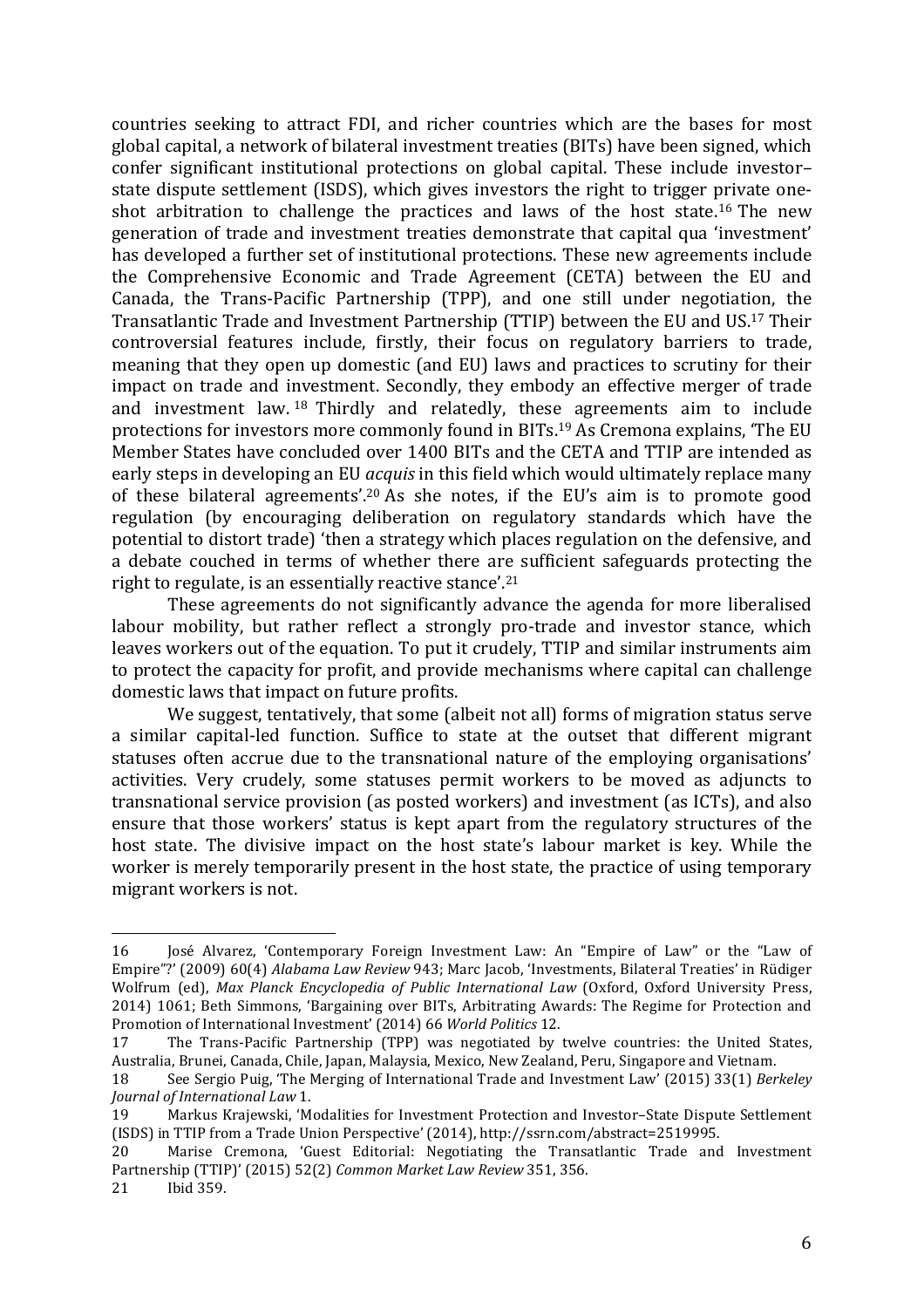countries seeking to attract FDI, and richer countries which are the bases for most global capital, a network of bilateral investment treaties (BITs) have been signed, which confer significant institutional protections on global capital. These include investor–state dispute settlement (ISDS), which gives investors the right to trigger private one-shot arbitration to challenge the practices and laws of the host state.[16] The new generation of trade and investment treaties demonstrate that capital qua 'investment' has developed a further set of institutional protections. These new agreements include the Comprehensive Economic and Trade Agreement (CETA) between the EU and Canada, the Trans-Pacific Partnership (TPP), and one still under negotiation, the Transatlantic Trade and Investment Partnership (TTIP) between the EU and US.[17] Their controversial features include, firstly, their focus on regulatory barriers to trade, meaning that they open up domestic (and EU) laws and practices to scrutiny for their impact on trade and investment. Secondly, they embody an effective merger of trade and investment law.[18] Thirdly and relatedly, these agreements aim to include protections for investors more commonly found in BITs.[19] As Cremona explains, 'The EU Member States have concluded over 1400 BITs and the CETA and TTIP are intended as early steps in developing an EU *acquis* in this field which would ultimately replace many of these bilateral agreements'.[20] As she notes, if the EU's aim is to promote good regulation (by encouraging deliberation on regulatory standards which have the potential to distort trade) 'then a strategy which places regulation on the defensive, and a debate couched in terms of whether there are sufficient safeguards protecting the right to regulate, is an essentially reactive stance'.[21]

These agreements do not significantly advance the agenda for more liberalised labour mobility, but rather reflect a strongly pro-trade and investor stance, which leaves workers out of the equation. To put it crudely, TTIP and similar instruments aim to protect the capacity for profit, and provide mechanisms where capital can challenge domestic laws that impact on future profits.

We suggest, tentatively, that some (albeit not all) forms of migration status serve a similar capital-led function. Suffice to state at the outset that different migrant statuses often accrue due to the transnational nature of the employing organisations' activities. Very crudely, some statuses permit workers to be moved as adjuncts to transnational service provision (as posted workers) and investment (as ICTs), and also ensure that those workers' status is kept apart from the regulatory structures of the host state. The divisive impact on the host state's labour market is key. While the worker is merely temporarily present in the host state, the practice of using temporary migrant workers is not.

---

16 José Alvarez, 'Contemporary Foreign Investment Law: An "Empire of Law" or the "Law of Empire"?' (2009) 60(4) *Alabama Law Review* 943; Marc Jacob, 'Investments, Bilateral Treaties' in Rüdiger Wolfrum (ed), *Max Planck Encyclopedia of Public International Law* (Oxford, Oxford University Press, 2014) 1061; Beth Simmons, 'Bargaining over BITs, Arbitrating Awards: The Regime for Protection and Promotion of International Investment' (2014) 66 *World Politics* 12.

17 The Trans-Pacific Partnership (TPP) was negotiated by twelve countries: the United States, Australia, Brunei, Canada, Chile, Japan, Malaysia, Mexico, New Zealand, Peru, Singapore and Vietnam.

18 See Sergio Puig, 'The Merging of International Trade and Investment Law' (2015) 33(1) *Berkeley Journal of International Law* 1.

19 Markus Krajewski, 'Modalities for Investment Protection and Investor–State Dispute Settlement (ISDS) in TTIP from a Trade Union Perspective' (2014), http://ssrn.com/abstract=2519995.

20 Marise Cremona, 'Guest Editorial: Negotiating the Transatlantic Trade and Investment Partnership (TTIP)' (2015) 52(2) *Common Market Law Review* 351, 356.

21 Ibid 359.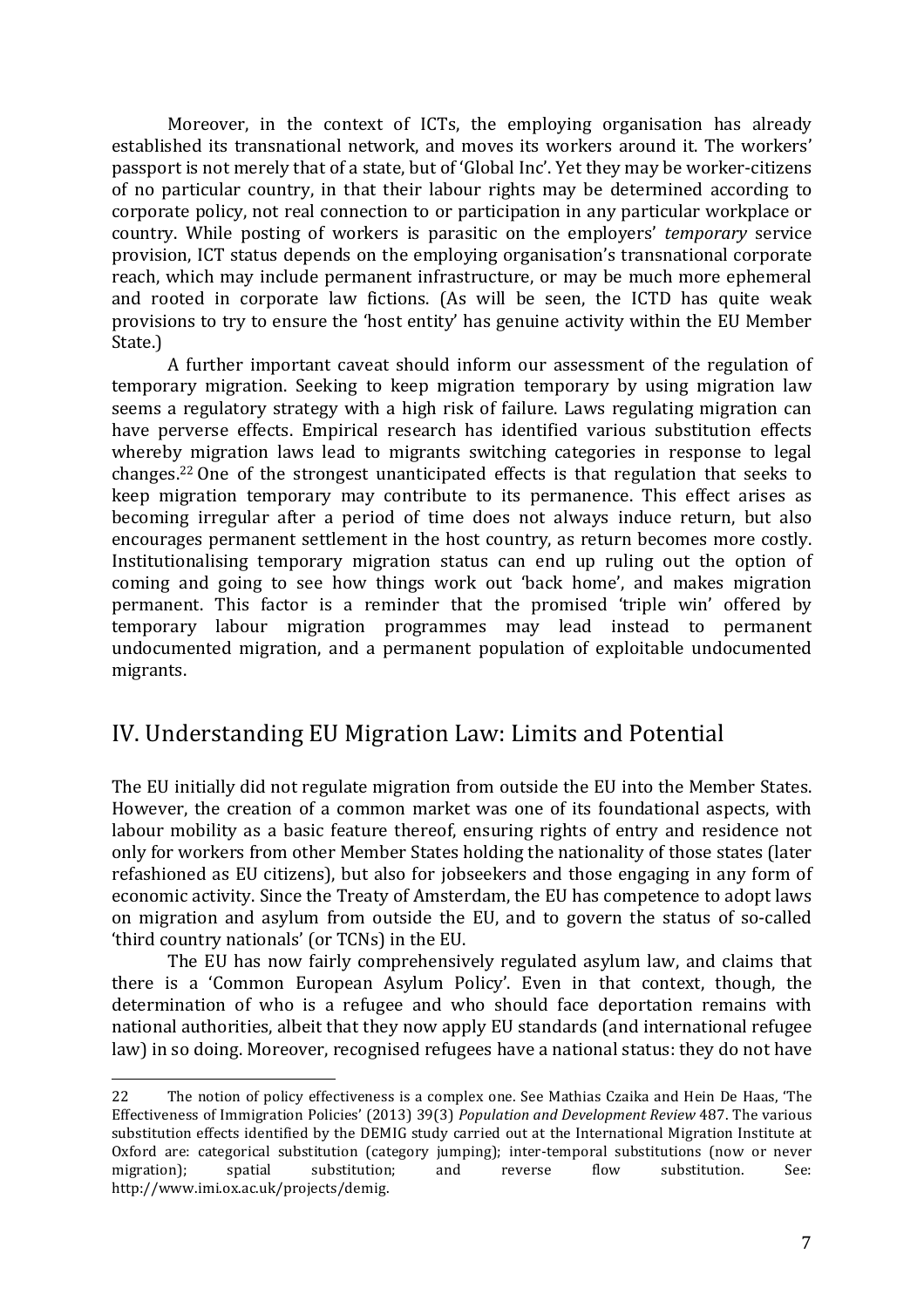Moreover, in the context of ICTs, the employing organisation has already established its transnational network, and moves its workers around it. The workers' passport is not merely that of a state, but of 'Global Inc'. Yet they may be worker-citizens of no particular country, in that their labour rights may be determined according to corporate policy, not real connection to or participation in any particular workplace or country. While posting of workers is parasitic on the employers' *temporary* service provision, ICT status depends on the employing organisation's transnational corporate reach, which may include permanent infrastructure, or may be much more ephemeral and rooted in corporate law fictions. (As will be seen, the ICTD has quite weak provisions to try to ensure the 'host entity' has genuine activity within the EU Member State.)

A further important caveat should inform our assessment of the regulation of temporary migration. Seeking to keep migration temporary by using migration law seems a regulatory strategy with a high risk of failure. Laws regulating migration can have perverse effects. Empirical research has identified various substitution effects whereby migration laws lead to migrants switching categories in response to legal changes.[22] One of the strongest unanticipated effects is that regulation that seeks to keep migration temporary may contribute to its permanence. This effect arises as becoming irregular after a period of time does not always induce return, but also encourages permanent settlement in the host country, as return becomes more costly. Institutionalising temporary migration status can end up ruling out the option of coming and going to see how things work out 'back home', and makes migration permanent. This factor is a reminder that the promised 'triple win' offered by temporary labour migration programmes may lead instead to permanent undocumented migration, and a permanent population of exploitable undocumented migrants.

## IV. Understanding EU Migration Law: Limits and Potential

The EU initially did not regulate migration from outside the EU into the Member States. However, the creation of a common market was one of its foundational aspects, with labour mobility as a basic feature thereof, ensuring rights of entry and residence not only for workers from other Member States holding the nationality of those states (later refashioned as EU citizens), but also for jobseekers and those engaging in any form of economic activity. Since the Treaty of Amsterdam, the EU has competence to adopt laws on migration and asylum from outside the EU, and to govern the status of so-called 'third country nationals' (or TCNs) in the EU.

The EU has now fairly comprehensively regulated asylum law, and claims that there is a 'Common European Asylum Policy'. Even in that context, though, the determination of who is a refugee and who should face deportation remains with national authorities, albeit that they now apply EU standards (and international refugee law) in so doing. Moreover, recognised refugees have a national status: they do not have

---

22 The notion of policy effectiveness is a complex one. See Mathias Czaika and Hein De Haas, 'The Effectiveness of Immigration Policies' (2013) 39(3) *Population and Development Review* 487. The various substitution effects identified by the DEMIG study carried out at the International Migration Institute at Oxford are: categorical substitution (category jumping); inter-temporal substitutions (now or never migration); spatial substitution; and reverse flow substitution. See: http://www.imi.ox.ac.uk/projects/demig.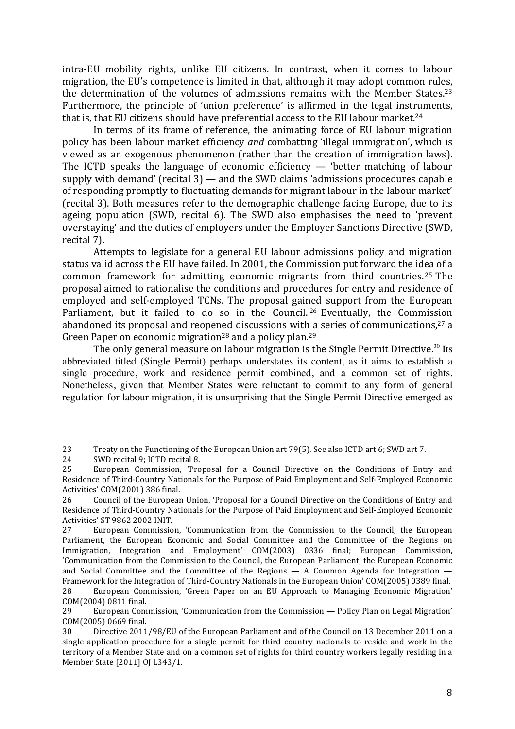intra-EU mobility rights, unlike EU citizens. In contrast, when it comes to labour migration, the EU's competence is limited in that, although it may adopt common rules, the determination of the volumes of admissions remains with the Member States.[23] Furthermore, the principle of 'union preference' is affirmed in the legal instruments, that is, that EU citizens should have preferential access to the EU labour market.[24]

In terms of its frame of reference, the animating force of EU labour migration policy has been labour market efficiency *and* combatting 'illegal immigration', which is viewed as an exogenous phenomenon (rather than the creation of immigration laws). The ICTD speaks the language of economic efficiency — 'better matching of labour supply with demand' (recital 3) — and the SWD claims 'admissions procedures capable of responding promptly to fluctuating demands for migrant labour in the labour market' (recital 3). Both measures refer to the demographic challenge facing Europe, due to its ageing population (SWD, recital 6). The SWD also emphasises the need to 'prevent overstaying' and the duties of employers under the Employer Sanctions Directive (SWD, recital 7).

Attempts to legislate for a general EU labour admissions policy and migration status valid across the EU have failed. In 2001, the Commission put forward the idea of a common framework for admitting economic migrants from third countries.[25] The proposal aimed to rationalise the conditions and procedures for entry and residence of employed and self-employed TCNs. The proposal gained support from the European Parliament, but it failed to do so in the Council.[26] Eventually, the Commission abandoned its proposal and reopened discussions with a series of communications,[27] a Green Paper on economic migration[28] and a policy plan.[29]

The only general measure on labour migration is the Single Permit Directive.[30] Its abbreviated titled (Single Permit) perhaps understates its content, as it aims to establish a single procedure, work and residence permit combined, and a common set of rights. Nonetheless, given that Member States were reluctant to commit to any form of general regulation for labour migration, it is unsurprising that the Single Permit Directive emerged as

---

23 Treaty on the Functioning of the European Union art 79(5). See also ICTD art 6; SWD art 7.

24 SWD recital 9; ICTD recital 8.

25 European Commission, 'Proposal for a Council Directive on the Conditions of Entry and Residence of Third-Country Nationals for the Purpose of Paid Employment and Self-Employed Economic Activities' COM(2001) 386 final.

26 Council of the European Union, 'Proposal for a Council Directive on the Conditions of Entry and Residence of Third-Country Nationals for the Purpose of Paid Employment and Self-Employed Economic Activities' ST 9862 2002 INIT.

27 European Commission, 'Communication from the Commission to the Council, the European Parliament, the European Economic and Social Committee and the Committee of the Regions on Immigration, Integration and Employment' COM(2003) 0336 final; European Commission, 'Communication from the Commission to the Council, the European Parliament, the European Economic and Social Committee and the Committee of the Regions — A Common Agenda for Integration — Framework for the Integration of Third-Country Nationals in the European Union' COM(2005) 0389 final.

28 European Commission, 'Green Paper on an EU Approach to Managing Economic Migration' COM(2004) 0811 final.

29 European Commission, 'Communication from the Commission — Policy Plan on Legal Migration' COM(2005) 0669 final.

30 Directive 2011/98/EU of the European Parliament and of the Council on 13 December 2011 on a single application procedure for a single permit for third country nationals to reside and work in the territory of a Member State and on a common set of rights for third country workers legally residing in a Member State [2011] OJ L343/1.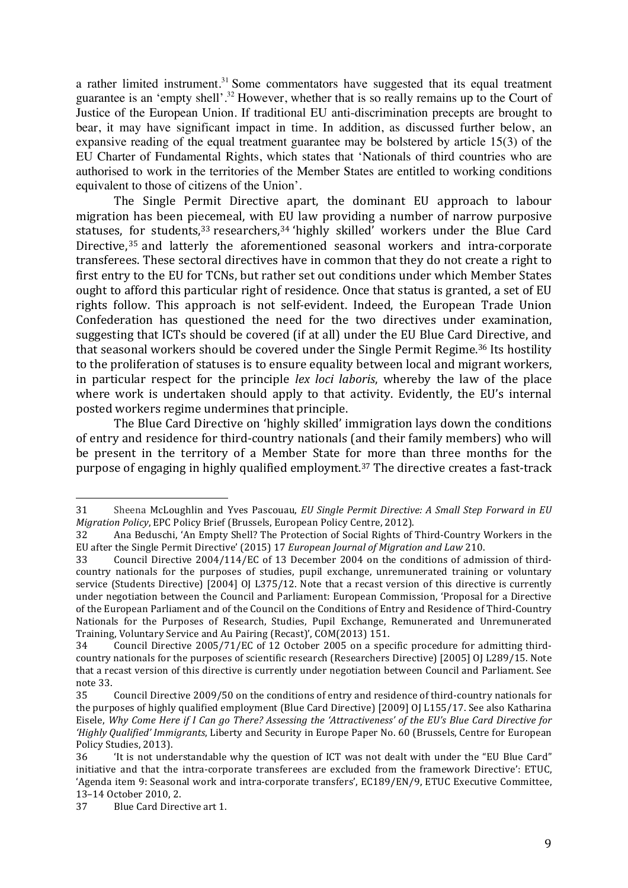a rather limited instrument.[31] Some commentators have suggested that its equal treatment guarantee is an 'empty shell'.[32] However, whether that is so really remains up to the Court of Justice of the European Union. If traditional EU anti-discrimination precepts are brought to bear, it may have significant impact in time. In addition, as discussed further below, an expansive reading of the equal treatment guarantee may be bolstered by article 15(3) of the EU Charter of Fundamental Rights, which states that 'Nationals of third countries who are authorised to work in the territories of the Member States are entitled to working conditions equivalent to those of citizens of the Union'.

The Single Permit Directive apart, the dominant EU approach to labour migration has been piecemeal, with EU law providing a number of narrow purposive statuses, for students,[33] researchers,[34] 'highly skilled' workers under the Blue Card Directive,[35] and latterly the aforementioned seasonal workers and intra-corporate transferees. These sectoral directives have in common that they do not create a right to first entry to the EU for TCNs, but rather set out conditions under which Member States ought to afford this particular right of residence. Once that status is granted, a set of EU rights follow. This approach is not self-evident. Indeed, the European Trade Union Confederation has questioned the need for the two directives under examination, suggesting that ICTs should be covered (if at all) under the EU Blue Card Directive, and that seasonal workers should be covered under the Single Permit Regime.[36] Its hostility to the proliferation of statuses is to ensure equality between local and migrant workers, in particular respect for the principle *lex loci laboris*, whereby the law of the place where work is undertaken should apply to that activity. Evidently, the EU's internal posted workers regime undermines that principle.

The Blue Card Directive on 'highly skilled' immigration lays down the conditions of entry and residence for third-country nationals (and their family members) who will be present in the territory of a Member State for more than three months for the purpose of engaging in highly qualified employment.[37] The directive creates a fast-track

---

31 Sheena McLoughlin and Yves Pascouau, *EU Single Permit Directive: A Small Step Forward in EU Migration Policy*, EPC Policy Brief (Brussels, European Policy Centre, 2012).

32 Ana Beduschi, 'An Empty Shell? The Protection of Social Rights of Third-Country Workers in the EU after the Single Permit Directive' (2015) 17 *European Journal of Migration and Law* 210.

33 Council Directive 2004/114/EC of 13 December 2004 on the conditions of admission of third-country nationals for the purposes of studies, pupil exchange, unremunerated training or voluntary service (Students Directive) [2004] OJ L375/12. Note that a recast version of this directive is currently under negotiation between the Council and Parliament: European Commission, 'Proposal for a Directive of the European Parliament and of the Council on the Conditions of Entry and Residence of Third-Country Nationals for the Purposes of Research, Studies, Pupil Exchange, Remunerated and Unremunerated Training, Voluntary Service and Au Pairing (Recast)', COM(2013) 151.

34 Council Directive 2005/71/EC of 12 October 2005 on a specific procedure for admitting third-country nationals for the purposes of scientific research (Researchers Directive) [2005] OJ L289/15. Note that a recast version of this directive is currently under negotiation between Council and Parliament. See note 33.

35 Council Directive 2009/50 on the conditions of entry and residence of third-country nationals for the purposes of highly qualified employment (Blue Card Directive) [2009] OJ L155/17. See also Katharina Eisele, *Why Come Here if I Can go There? Assessing the 'Attractiveness' of the EU's Blue Card Directive for 'Highly Qualified' Immigrants*, Liberty and Security in Europe Paper No. 60 (Brussels, Centre for European Policy Studies, 2013).

36 'It is not understandable why the question of ICT was not dealt with under the "EU Blue Card" initiative and that the intra-corporate transferees are excluded from the framework Directive': ETUC, 'Agenda item 9: Seasonal work and intra-corporate transfers', EC189/EN/9, ETUC Executive Committee, 13–14 October 2010, 2.

37 Blue Card Directive art 1.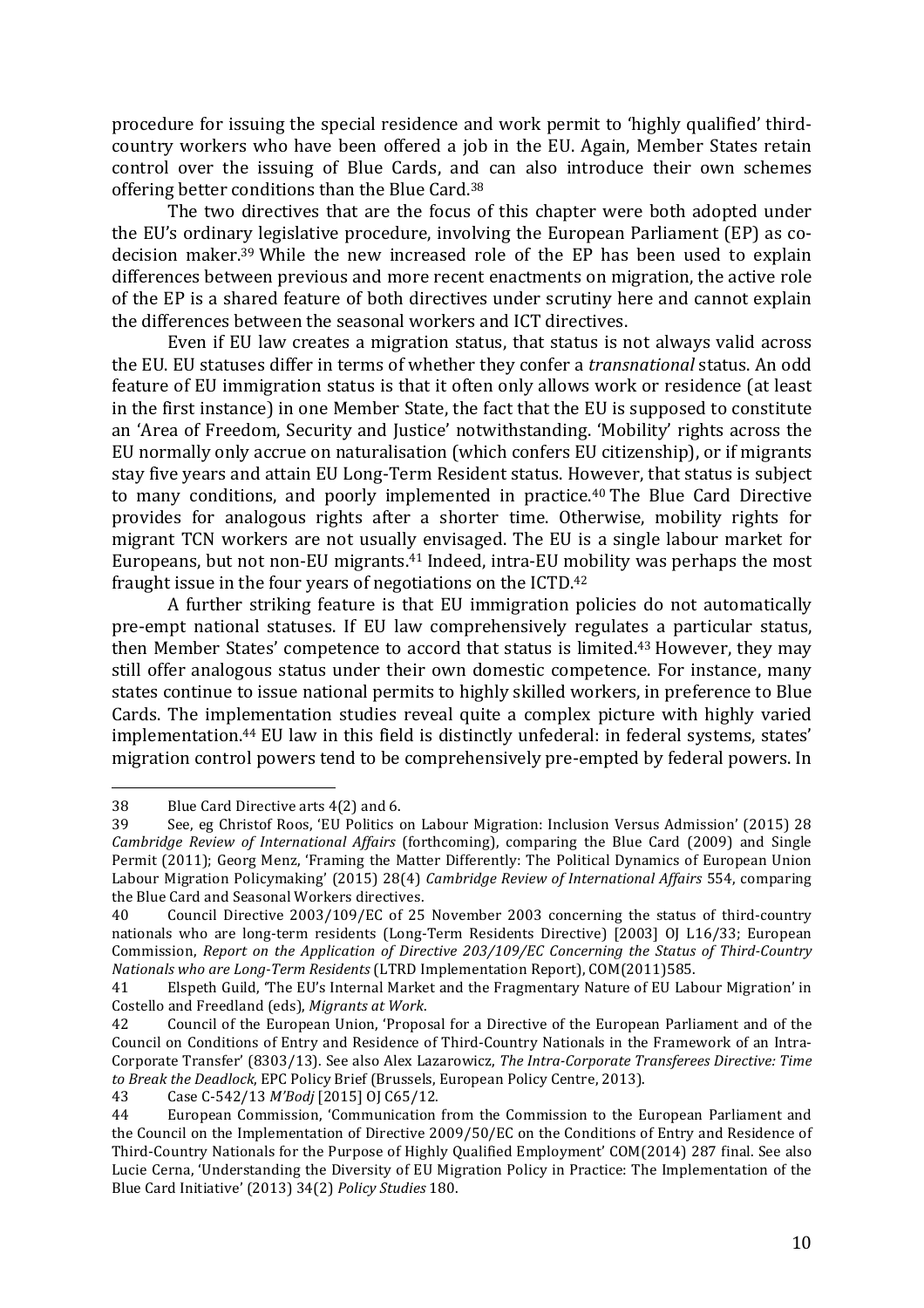procedure for issuing the special residence and work permit to 'highly qualified' third-country workers who have been offered a job in the EU. Again, Member States retain control over the issuing of Blue Cards, and can also introduce their own schemes offering better conditions than the Blue Card.[38]

The two directives that are the focus of this chapter were both adopted under the EU's ordinary legislative procedure, involving the European Parliament (EP) as co-decision maker.[39] While the new increased role of the EP has been used to explain differences between previous and more recent enactments on migration, the active role of the EP is a shared feature of both directives under scrutiny here and cannot explain the differences between the seasonal workers and ICT directives.

Even if EU law creates a migration status, that status is not always valid across the EU. EU statuses differ in terms of whether they confer a *transnational* status. An odd feature of EU immigration status is that it often only allows work or residence (at least in the first instance) in one Member State, the fact that the EU is supposed to constitute an 'Area of Freedom, Security and Justice' notwithstanding. 'Mobility' rights across the EU normally only accrue on naturalisation (which confers EU citizenship), or if migrants stay five years and attain EU Long-Term Resident status. However, that status is subject to many conditions, and poorly implemented in practice.[40] The Blue Card Directive provides for analogous rights after a shorter time. Otherwise, mobility rights for migrant TCN workers are not usually envisaged. The EU is a single labour market for Europeans, but not non-EU migrants.[41] Indeed, intra-EU mobility was perhaps the most fraught issue in the four years of negotiations on the ICTD.[42]

A further striking feature is that EU immigration policies do not automatically pre-empt national statuses. If EU law comprehensively regulates a particular status, then Member States' competence to accord that status is limited.[43] However, they may still offer analogous status under their own domestic competence. For instance, many states continue to issue national permits to highly skilled workers, in preference to Blue Cards. The implementation studies reveal quite a complex picture with highly varied implementation.[44] EU law in this field is distinctly unfederal: in federal systems, states' migration control powers tend to be comprehensively pre-empted by federal powers. In

---

38 Blue Card Directive arts 4(2) and 6.

39 See, eg Christof Roos, 'EU Politics on Labour Migration: Inclusion Versus Admission' (2015) 28 *Cambridge Review of International Affairs* (forthcoming), comparing the Blue Card (2009) and Single Permit (2011); Georg Menz, 'Framing the Matter Differently: The Political Dynamics of European Union Labour Migration Policymaking' (2015) 28(4) *Cambridge Review of International Affairs* 554, comparing the Blue Card and Seasonal Workers directives.

40 Council Directive 2003/109/EC of 25 November 2003 concerning the status of third-country nationals who are long-term residents (Long-Term Residents Directive) [2003] OJ L16/33; European Commission, *Report on the Application of Directive 203/109/EC Concerning the Status of Third-Country Nationals who are Long-Term Residents* (LTRD Implementation Report), COM(2011)585.

41 Elspeth Guild, 'The EU's Internal Market and the Fragmentary Nature of EU Labour Migration' in Costello and Freedland (eds), *Migrants at Work*.

42 Council of the European Union, 'Proposal for a Directive of the European Parliament and of the Council on Conditions of Entry and Residence of Third-Country Nationals in the Framework of an Intra-Corporate Transfer' (8303/13). See also Alex Lazarowicz, *The Intra-Corporate Transferees Directive: Time to Break the Deadlock*, EPC Policy Brief (Brussels, European Policy Centre, 2013).

43 Case C-542/13 *M'Bodj* [2015] OJ C65/12.

44 European Commission, 'Communication from the Commission to the European Parliament and the Council on the Implementation of Directive 2009/50/EC on the Conditions of Entry and Residence of Third-Country Nationals for the Purpose of Highly Qualified Employment' COM(2014) 287 final. See also Lucie Cerna, 'Understanding the Diversity of EU Migration Policy in Practice: The Implementation of the Blue Card Initiative' (2013) 34(2) *Policy Studies* 180.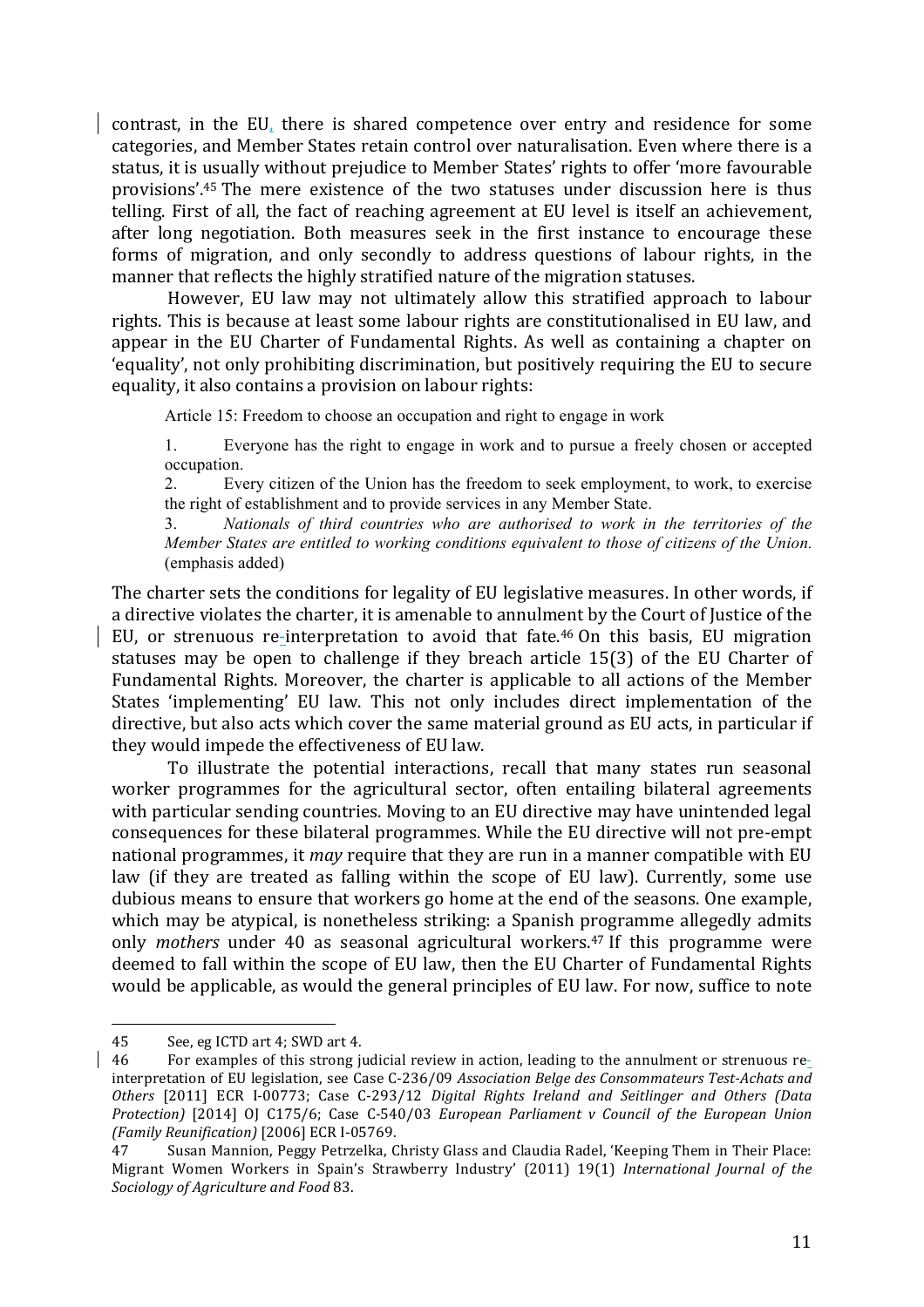contrast, in the EU, there is shared competence over entry and residence for some categories, and Member States retain control over naturalisation. Even where there is a status, it is usually without prejudice to Member States' rights to offer 'more favourable provisions'.[45] The mere existence of the two statuses under discussion here is thus telling. First of all, the fact of reaching agreement at EU level is itself an achievement, after long negotiation. Both measures seek in the first instance to encourage these forms of migration, and only secondly to address questions of labour rights, in the manner that reflects the highly stratified nature of the migration statuses.

However, EU law may not ultimately allow this stratified approach to labour rights. This is because at least some labour rights are constitutionalised in EU law, and appear in the EU Charter of Fundamental Rights. As well as containing a chapter on 'equality', not only prohibiting discrimination, but positively requiring the EU to secure equality, it also contains a provision on labour rights:

> Article 15: Freedom to choose an occupation and right to engage in work
>
> 1. Everyone has the right to engage in work and to pursue a freely chosen or accepted occupation.
> 2. Every citizen of the Union has the freedom to seek employment, to work, to exercise the right of establishment and to provide services in any Member State.
> 3. *Nationals of third countries who are authorised to work in the territories of the Member States are entitled to working conditions equivalent to those of citizens of the Union.* (emphasis added)

The charter sets the conditions for legality of EU legislative measures. In other words, if a directive violates the charter, it is amenable to annulment by the Court of Justice of the EU, or strenuous re-interpretation to avoid that fate.[46] On this basis, EU migration statuses may be open to challenge if they breach article 15(3) of the EU Charter of Fundamental Rights. Moreover, the charter is applicable to all actions of the Member States 'implementing' EU law. This not only includes direct implementation of the directive, but also acts which cover the same material ground as EU acts, in particular if they would impede the effectiveness of EU law.

To illustrate the potential interactions, recall that many states run seasonal worker programmes for the agricultural sector, often entailing bilateral agreements with particular sending countries. Moving to an EU directive may have unintended legal consequences for these bilateral programmes. While the EU directive will not pre-empt national programmes, it *may* require that they are run in a manner compatible with EU law (if they are treated as falling within the scope of EU law). Currently, some use dubious means to ensure that workers go home at the end of the seasons. One example, which may be atypical, is nonetheless striking: a Spanish programme allegedly admits only *mothers* under 40 as seasonal agricultural workers.[47] If this programme were deemed to fall within the scope of EU law, then the EU Charter of Fundamental Rights would be applicable, as would the general principles of EU law. For now, suffice to note

---

45 See, eg ICTD art 4; SWD art 4.

46 For examples of this strong judicial review in action, leading to the annulment or strenuous re-interpretation of EU legislation, see Case C-236/09 *Association Belge des Consommateurs Test-Achats and Others* [2011] ECR I-00773; Case C-293/12 *Digital Rights Ireland and Seitlinger and Others (Data Protection)* [2014] OJ C175/6; Case C-540/03 *European Parliament v Council of the European Union (Family Reunification)* [2006] ECR I-05769.

47 Susan Mannion, Peggy Petrzelka, Christy Glass and Claudia Radel, 'Keeping Them in Their Place: Migrant Women Workers in Spain's Strawberry Industry' (2011) 19(1) *International Journal of the Sociology of Agriculture and Food* 83.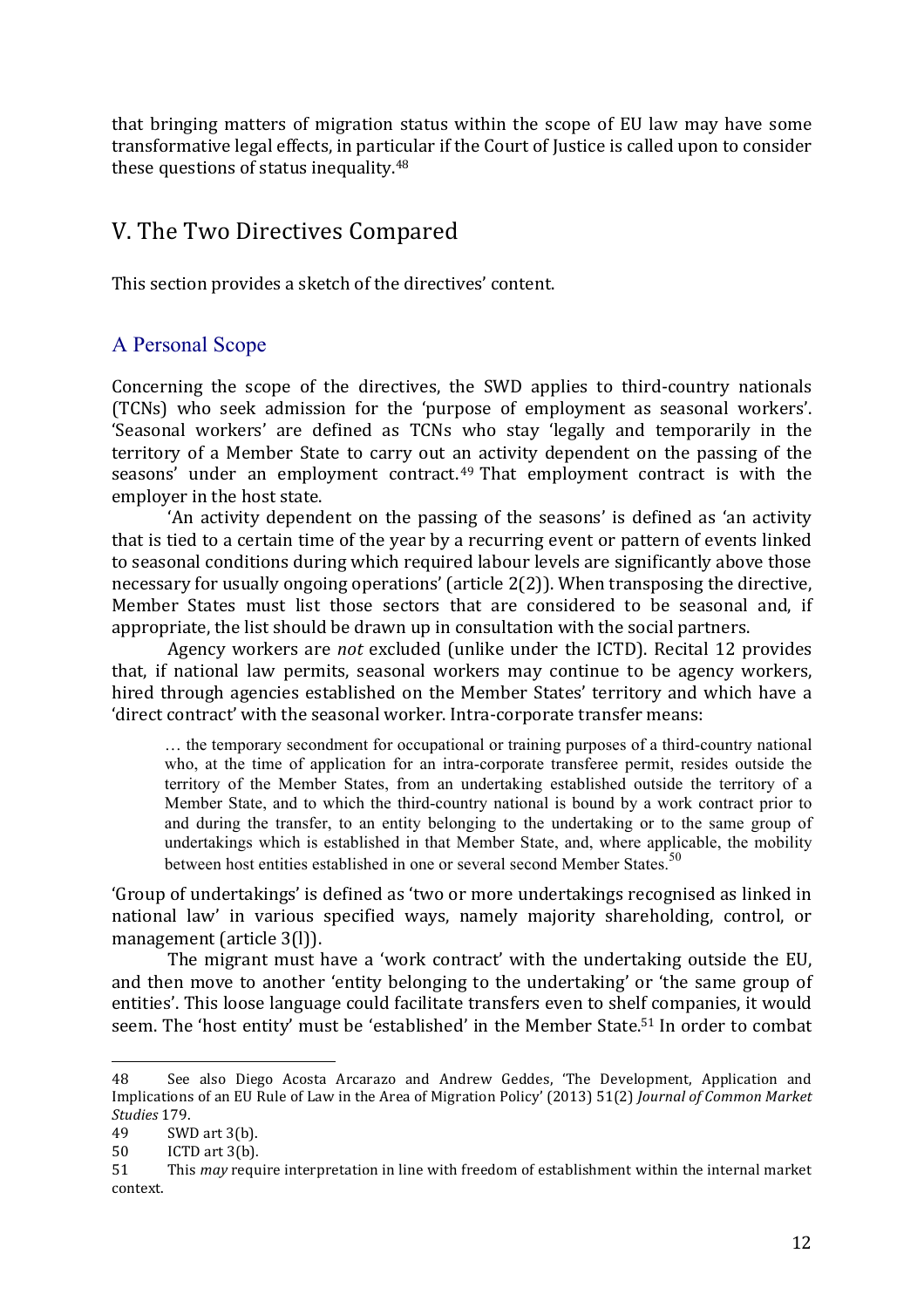that bringing matters of migration status within the scope of EU law may have some transformative legal effects, in particular if the Court of Justice is called upon to consider these questions of status inequality.[48]

## V. The Two Directives Compared

This section provides a sketch of the directives' content.

### A Personal Scope

Concerning the scope of the directives, the SWD applies to third-country nationals (TCNs) who seek admission for the 'purpose of employment as seasonal workers'. 'Seasonal workers' are defined as TCNs who stay 'legally and temporarily in the territory of a Member State to carry out an activity dependent on the passing of the seasons' under an employment contract.[49] That employment contract is with the employer in the host state.

'An activity dependent on the passing of the seasons' is defined as 'an activity that is tied to a certain time of the year by a recurring event or pattern of events linked to seasonal conditions during which required labour levels are significantly above those necessary for usually ongoing operations' (article 2(2)). When transposing the directive, Member States must list those sectors that are considered to be seasonal and, if appropriate, the list should be drawn up in consultation with the social partners.

Agency workers are *not* excluded (unlike under the ICTD). Recital 12 provides that, if national law permits, seasonal workers may continue to be agency workers, hired through agencies established on the Member States' territory and which have a 'direct contract' with the seasonal worker. Intra-corporate transfer means:

> … the temporary secondment for occupational or training purposes of a third-country national who, at the time of application for an intra-corporate transferee permit, resides outside the territory of the Member States, from an undertaking established outside the territory of a Member State, and to which the third-country national is bound by a work contract prior to and during the transfer, to an entity belonging to the undertaking or to the same group of undertakings which is established in that Member State, and, where applicable, the mobility between host entities established in one or several second Member States.[50]

'Group of undertakings' is defined as 'two or more undertakings recognised as linked in national law' in various specified ways, namely majority shareholding, control, or management (article 3(l)).

The migrant must have a 'work contract' with the undertaking outside the EU, and then move to another 'entity belonging to the undertaking' or 'the same group of entities'. This loose language could facilitate transfers even to shelf companies, it would seem. The 'host entity' must be 'established' in the Member State.[51] In order to combat

---

48 See also Diego Acosta Arcarazo and Andrew Geddes, 'The Development, Application and Implications of an EU Rule of Law in the Area of Migration Policy' (2013) 51(2) *Journal of Common Market Studies* 179.

49 SWD art 3(b).

50 ICTD art 3(b).

51 This *may* require interpretation in line with freedom of establishment within the internal market context.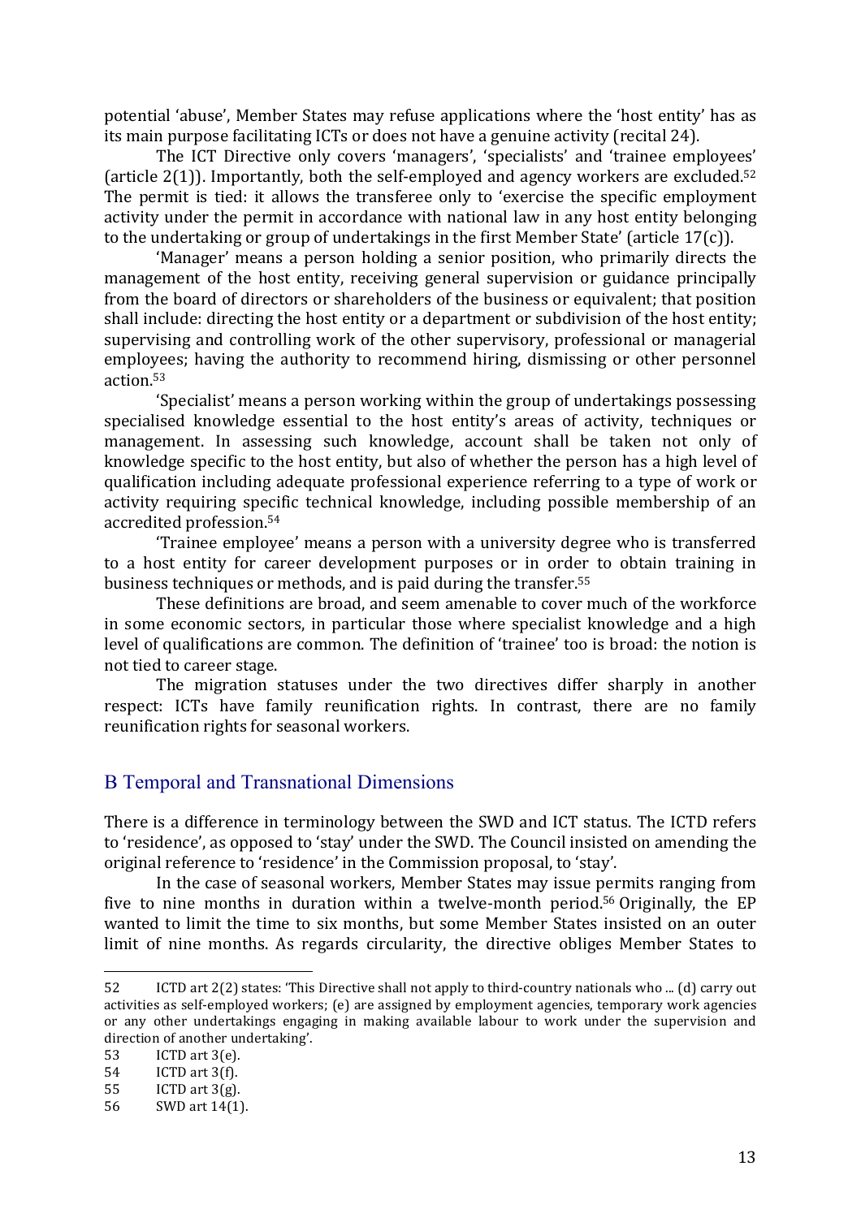potential 'abuse', Member States may refuse applications where the 'host entity' has as its main purpose facilitating ICTs or does not have a genuine activity (recital 24).

The ICT Directive only covers 'managers', 'specialists' and 'trainee employees' (article 2(1)). Importantly, both the self-employed and agency workers are excluded.[52] The permit is tied: it allows the transferee only to 'exercise the specific employment activity under the permit in accordance with national law in any host entity belonging to the undertaking or group of undertakings in the first Member State' (article 17(c)).

'Manager' means a person holding a senior position, who primarily directs the management of the host entity, receiving general supervision or guidance principally from the board of directors or shareholders of the business or equivalent; that position shall include: directing the host entity or a department or subdivision of the host entity; supervising and controlling work of the other supervisory, professional or managerial employees; having the authority to recommend hiring, dismissing or other personnel action.[53]

'Specialist' means a person working within the group of undertakings possessing specialised knowledge essential to the host entity's areas of activity, techniques or management. In assessing such knowledge, account shall be taken not only of knowledge specific to the host entity, but also of whether the person has a high level of qualification including adequate professional experience referring to a type of work or activity requiring specific technical knowledge, including possible membership of an accredited profession.[54]

'Trainee employee' means a person with a university degree who is transferred to a host entity for career development purposes or in order to obtain training in business techniques or methods, and is paid during the transfer.[55]

These definitions are broad, and seem amenable to cover much of the workforce in some economic sectors, in particular those where specialist knowledge and a high level of qualifications are common. The definition of 'trainee' too is broad: the notion is not tied to career stage.

The migration statuses under the two directives differ sharply in another respect: ICTs have family reunification rights. In contrast, there are no family reunification rights for seasonal workers.

## B Temporal and Transnational Dimensions

There is a difference in terminology between the SWD and ICT status. The ICTD refers to 'residence', as opposed to 'stay' under the SWD. The Council insisted on amending the original reference to 'residence' in the Commission proposal, to 'stay'.

In the case of seasonal workers, Member States may issue permits ranging from five to nine months in duration within a twelve-month period.[56] Originally, the EP wanted to limit the time to six months, but some Member States insisted on an outer limit of nine months. As regards circularity, the directive obliges Member States to

---

52 ICTD art 2(2) states: 'This Directive shall not apply to third-country nationals who ... (d) carry out activities as self-employed workers; (e) are assigned by employment agencies, temporary work agencies or any other undertakings engaging in making available labour to work under the supervision and direction of another undertaking'.

53 ICTD art 3(e).

54 ICTD art 3(f).

55 ICTD art 3(g).

56 SWD art 14(1).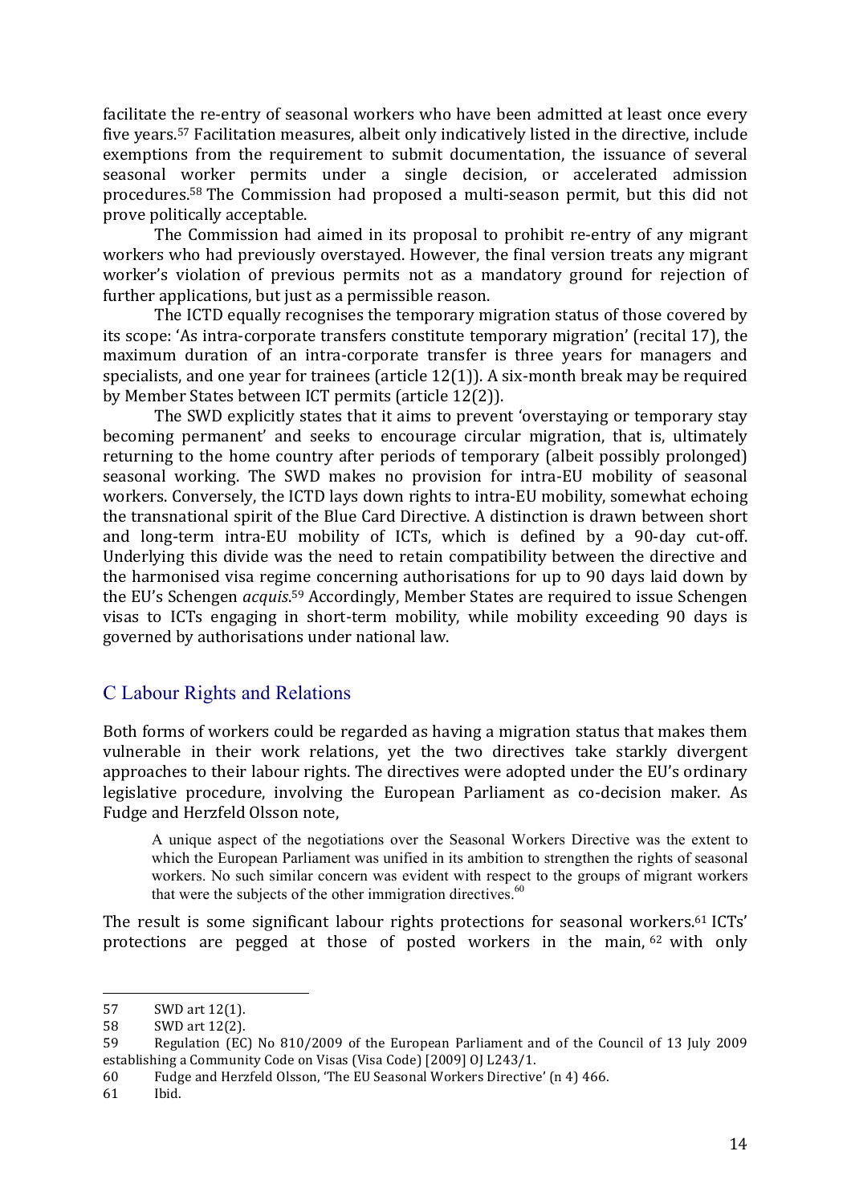facilitate the re-entry of seasonal workers who have been admitted at least once every five years.[57] Facilitation measures, albeit only indicatively listed in the directive, include exemptions from the requirement to submit documentation, the issuance of several seasonal worker permits under a single decision, or accelerated admission procedures.[58] The Commission had proposed a multi-season permit, but this did not prove politically acceptable.

The Commission had aimed in its proposal to prohibit re-entry of any migrant workers who had previously overstayed. However, the final version treats any migrant worker's violation of previous permits not as a mandatory ground for rejection of further applications, but just as a permissible reason.

The ICTD equally recognises the temporary migration status of those covered by its scope: 'As intra-corporate transfers constitute temporary migration' (recital 17), the maximum duration of an intra-corporate transfer is three years for managers and specialists, and one year for trainees (article 12(1)). A six-month break may be required by Member States between ICT permits (article 12(2)).

The SWD explicitly states that it aims to prevent 'overstaying or temporary stay becoming permanent' and seeks to encourage circular migration, that is, ultimately returning to the home country after periods of temporary (albeit possibly prolonged) seasonal working. The SWD makes no provision for intra-EU mobility of seasonal workers. Conversely, the ICTD lays down rights to intra-EU mobility, somewhat echoing the transnational spirit of the Blue Card Directive. A distinction is drawn between short and long-term intra-EU mobility of ICTs, which is defined by a 90-day cut-off. Underlying this divide was the need to retain compatibility between the directive and the harmonised visa regime concerning authorisations for up to 90 days laid down by the EU's Schengen *acquis*.[59] Accordingly, Member States are required to issue Schengen visas to ICTs engaging in short-term mobility, while mobility exceeding 90 days is governed by authorisations under national law.

## C Labour Rights and Relations

Both forms of workers could be regarded as having a migration status that makes them vulnerable in their work relations, yet the two directives take starkly divergent approaches to their labour rights. The directives were adopted under the EU's ordinary legislative procedure, involving the European Parliament as co-decision maker. As Fudge and Herzfeld Olsson note,

> A unique aspect of the negotiations over the Seasonal Workers Directive was the extent to which the European Parliament was unified in its ambition to strengthen the rights of seasonal workers. No such similar concern was evident with respect to the groups of migrant workers that were the subjects of the other immigration directives.[60]

The result is some significant labour rights protections for seasonal workers.[61] ICTs' protections are pegged at those of posted workers in the main,[62] with only

---

57 SWD art 12(1).

58 SWD art 12(2).

59 Regulation (EC) No 810/2009 of the European Parliament and of the Council of 13 July 2009 establishing a Community Code on Visas (Visa Code) [2009] OJ L243/1.

60 Fudge and Herzfeld Olsson, 'The EU Seasonal Workers Directive' (n 4) 466.

61 Ibid.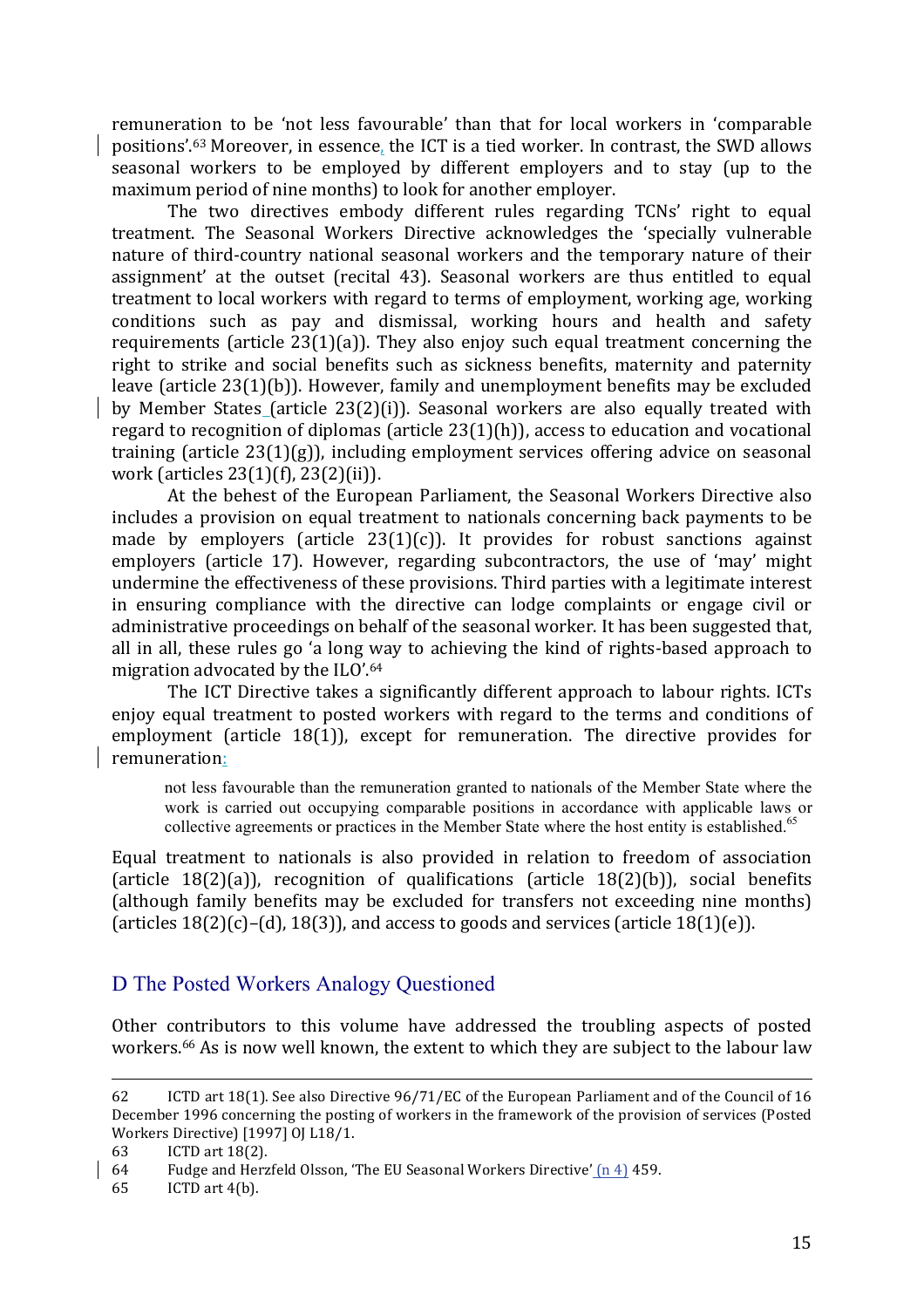remuneration to be 'not less favourable' than that for local workers in 'comparable positions'.[63] Moreover, in essence, the ICT is a tied worker. In contrast, the SWD allows seasonal workers to be employed by different employers and to stay (up to the maximum period of nine months) to look for another employer.

The two directives embody different rules regarding TCNs' right to equal treatment. The Seasonal Workers Directive acknowledges the 'specially vulnerable nature of third-country national seasonal workers and the temporary nature of their assignment' at the outset (recital 43). Seasonal workers are thus entitled to equal treatment to local workers with regard to terms of employment, working age, working conditions such as pay and dismissal, working hours and health and safety requirements (article 23(1)(a)). They also enjoy such equal treatment concerning the right to strike and social benefits such as sickness benefits, maternity and paternity leave (article 23(1)(b)). However, family and unemployment benefits may be excluded by Member States (article 23(2)(i)). Seasonal workers are also equally treated with regard to recognition of diplomas (article 23(1)(h)), access to education and vocational training (article 23(1)(g)), including employment services offering advice on seasonal work (articles 23(1)(f), 23(2)(ii)).

At the behest of the European Parliament, the Seasonal Workers Directive also includes a provision on equal treatment to nationals concerning back payments to be made by employers (article 23(1)(c)). It provides for robust sanctions against employers (article 17). However, regarding subcontractors, the use of 'may' might undermine the effectiveness of these provisions. Third parties with a legitimate interest in ensuring compliance with the directive can lodge complaints or engage civil or administrative proceedings on behalf of the seasonal worker. It has been suggested that, all in all, these rules go 'a long way to achieving the kind of rights-based approach to migration advocated by the ILO'.[64]

The ICT Directive takes a significantly different approach to labour rights. ICTs enjoy equal treatment to posted workers with regard to the terms and conditions of employment (article 18(1)), except for remuneration. The directive provides for remuneration:

> not less favourable than the remuneration granted to nationals of the Member State where the work is carried out occupying comparable positions in accordance with applicable laws or collective agreements or practices in the Member State where the host entity is established.[65]

Equal treatment to nationals is also provided in relation to freedom of association (article 18(2)(a)), recognition of qualifications (article 18(2)(b)), social benefits (although family benefits may be excluded for transfers not exceeding nine months) (articles 18(2)(c)–(d), 18(3)), and access to goods and services (article 18(1)(e)).

## D The Posted Workers Analogy Questioned

Other contributors to this volume have addressed the troubling aspects of posted workers.[66] As is now well known, the extent to which they are subject to the labour law

---

62 ICTD art 18(1). See also Directive 96/71/EC of the European Parliament and of the Council of 16 December 1996 concerning the posting of workers in the framework of the provision of services (Posted Workers Directive) [1997] OJ L18/1.

63 ICTD art 18(2).

64 Fudge and Herzfeld Olsson, 'The EU Seasonal Workers Directive' (n 4) 459.

65 ICTD art 4(b).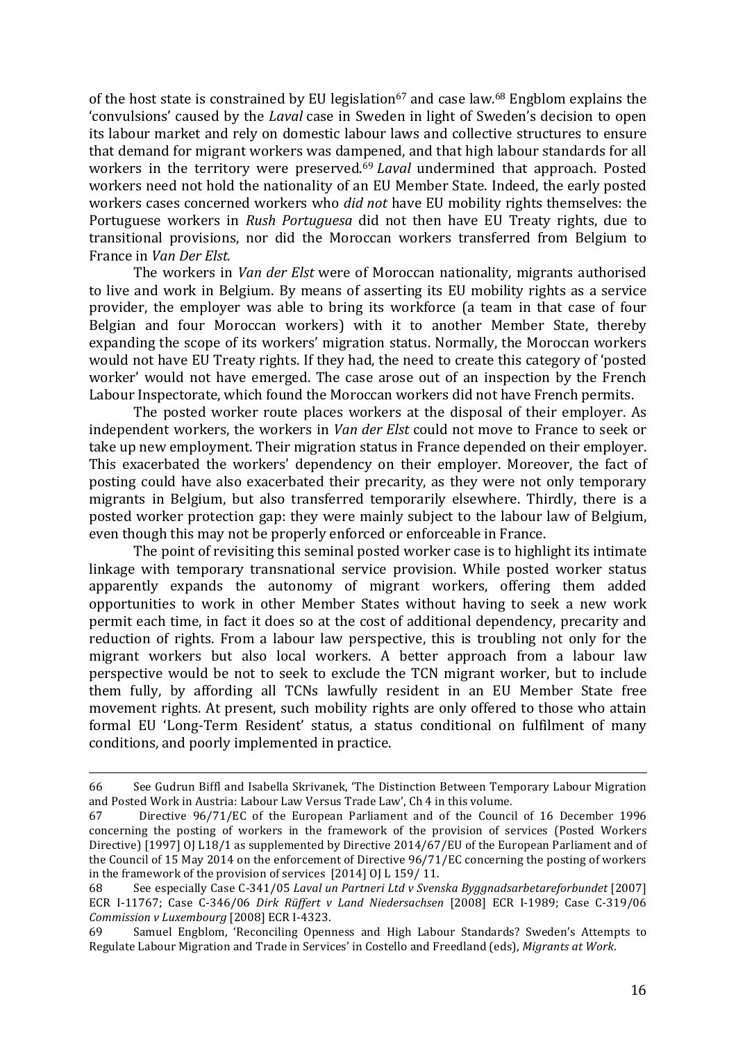of the host state is constrained by EU legislation[67] and case law.[68] Engblom explains the 'convulsions' caused by the *Laval* case in Sweden in light of Sweden's decision to open its labour market and rely on domestic labour laws and collective structures to ensure that demand for migrant workers was dampened, and that high labour standards for all workers in the territory were preserved.[69] *Laval* undermined that approach. Posted workers need not hold the nationality of an EU Member State. Indeed, the early posted workers cases concerned workers who *did not* have EU mobility rights themselves: the Portuguese workers in *Rush Portuguesa* did not then have EU Treaty rights, due to transitional provisions, nor did the Moroccan workers transferred from Belgium to France in *Van Der Elst.*

The workers in *Van der Elst* were of Moroccan nationality, migrants authorised to live and work in Belgium. By means of asserting its EU mobility rights as a service provider, the employer was able to bring its workforce (a team in that case of four Belgian and four Moroccan workers) with it to another Member State, thereby expanding the scope of its workers' migration status. Normally, the Moroccan workers would not have EU Treaty rights. If they had, the need to create this category of 'posted worker' would not have emerged. The case arose out of an inspection by the French Labour Inspectorate, which found the Moroccan workers did not have French permits.

The posted worker route places workers at the disposal of their employer. As independent workers, the workers in *Van der Elst* could not move to France to seek or take up new employment. Their migration status in France depended on their employer. This exacerbated the workers' dependency on their employer. Moreover, the fact of posting could have also exacerbated their precarity, as they were not only temporary migrants in Belgium, but also transferred temporarily elsewhere. Thirdly, there is a posted worker protection gap: they were mainly subject to the labour law of Belgium, even though this may not be properly enforced or enforceable in France.

The point of revisiting this seminal posted worker case is to highlight its intimate linkage with temporary transnational service provision. While posted worker status apparently expands the autonomy of migrant workers, offering them added opportunities to work in other Member States without having to seek a new work permit each time, in fact it does so at the cost of additional dependency, precarity and reduction of rights. From a labour law perspective, this is troubling not only for the migrant workers but also local workers. A better approach from a labour law perspective would be not to seek to exclude the TCN migrant worker, but to include them fully, by affording all TCNs lawfully resident in an EU Member State free movement rights. At present, such mobility rights are only offered to those who attain formal EU 'Long-Term Resident' status, a status conditional on fulfilment of many conditions, and poorly implemented in practice.

---

66 See Gudrun Biffl and Isabella Skrivanek, 'The Distinction Between Temporary Labour Migration and Posted Work in Austria: Labour Law Versus Trade Law', Ch 4 in this volume.

67 Directive 96/71/EC of the European Parliament and of the Council of 16 December 1996 concerning the posting of workers in the framework of the provision of services (Posted Workers Directive) [1997] OJ L18/1 as supplemented by Directive 2014/67/EU of the European Parliament and of the Council of 15 May 2014 on the enforcement of Directive 96/71/EC concerning the posting of workers in the framework of the provision of services [2014] OJ L 159/ 11.

68 See especially Case C-341/05 *Laval un Partneri Ltd v Svenska Byggnadsarbetareforbundet* [2007] ECR I-11767; Case C-346/06 *Dirk Rüffert v Land Niedersachsen* [2008] ECR I-1989; Case C-319/06 *Commission v Luxembourg* [2008] ECR I-4323.

69 Samuel Engblom, 'Reconciling Openness and High Labour Standards? Sweden's Attempts to Regulate Labour Migration and Trade in Services' in Costello and Freedland (eds), *Migrants at Work*.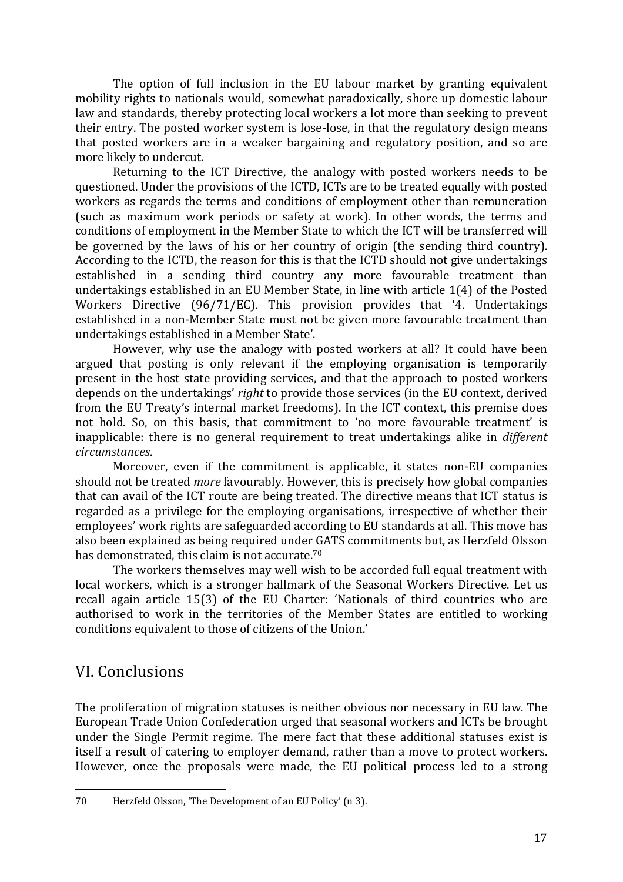The option of full inclusion in the EU labour market by granting equivalent mobility rights to nationals would, somewhat paradoxically, shore up domestic labour law and standards, thereby protecting local workers a lot more than seeking to prevent their entry. The posted worker system is lose-lose, in that the regulatory design means that posted workers are in a weaker bargaining and regulatory position, and so are more likely to undercut.

Returning to the ICT Directive, the analogy with posted workers needs to be questioned. Under the provisions of the ICTD, ICTs are to be treated equally with posted workers as regards the terms and conditions of employment other than remuneration (such as maximum work periods or safety at work). In other words, the terms and conditions of employment in the Member State to which the ICT will be transferred will be governed by the laws of his or her country of origin (the sending third country). According to the ICTD, the reason for this is that the ICTD should not give undertakings established in a sending third country any more favourable treatment than undertakings established in an EU Member State, in line with article 1(4) of the Posted Workers Directive (96/71/EC). This provision provides that '4. Undertakings established in a non-Member State must not be given more favourable treatment than undertakings established in a Member State'.

However, why use the analogy with posted workers at all? It could have been argued that posting is only relevant if the employing organisation is temporarily present in the host state providing services, and that the approach to posted workers depends on the undertakings' *right* to provide those services (in the EU context, derived from the EU Treaty's internal market freedoms). In the ICT context, this premise does not hold. So, on this basis, that commitment to 'no more favourable treatment' is inapplicable: there is no general requirement to treat undertakings alike in *different circumstances*.

Moreover, even if the commitment is applicable, it states non-EU companies should not be treated *more* favourably. However, this is precisely how global companies that can avail of the ICT route are being treated. The directive means that ICT status is regarded as a privilege for the employing organisations, irrespective of whether their employees' work rights are safeguarded according to EU standards at all. This move has also been explained as being required under GATS commitments but, as Herzfeld Olsson has demonstrated, this claim is not accurate.[70]

The workers themselves may well wish to be accorded full equal treatment with local workers, which is a stronger hallmark of the Seasonal Workers Directive. Let us recall again article 15(3) of the EU Charter: 'Nationals of third countries who are authorised to work in the territories of the Member States are entitled to working conditions equivalent to those of citizens of the Union.'

## VI. Conclusions

The proliferation of migration statuses is neither obvious nor necessary in EU law. The European Trade Union Confederation urged that seasonal workers and ICTs be brought under the Single Permit regime. The mere fact that these additional statuses exist is itself a result of catering to employer demand, rather than a move to protect workers. However, once the proposals were made, the EU political process led to a strong

---

70 Herzfeld Olsson, 'The Development of an EU Policy' (n 3).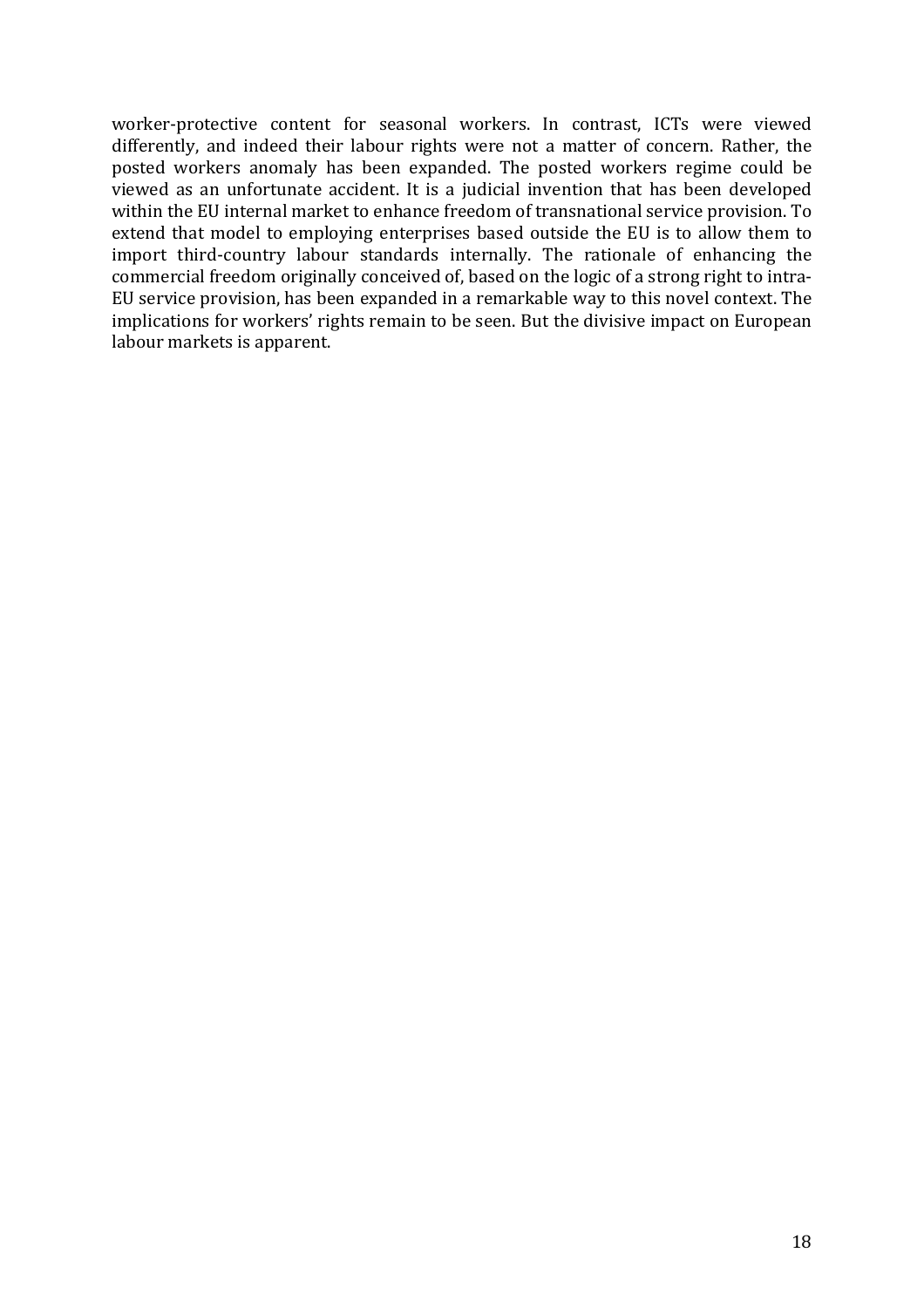worker-protective content for seasonal workers. In contrast, ICTs were viewed differently, and indeed their labour rights were not a matter of concern. Rather, the posted workers anomaly has been expanded. The posted workers regime could be viewed as an unfortunate accident. It is a judicial invention that has been developed within the EU internal market to enhance freedom of transnational service provision. To extend that model to employing enterprises based outside the EU is to allow them to import third-country labour standards internally. The rationale of enhancing the commercial freedom originally conceived of, based on the logic of a strong right to intra-EU service provision, has been expanded in a remarkable way to this novel context. The implications for workers' rights remain to be seen. But the divisive impact on European labour markets is apparent.